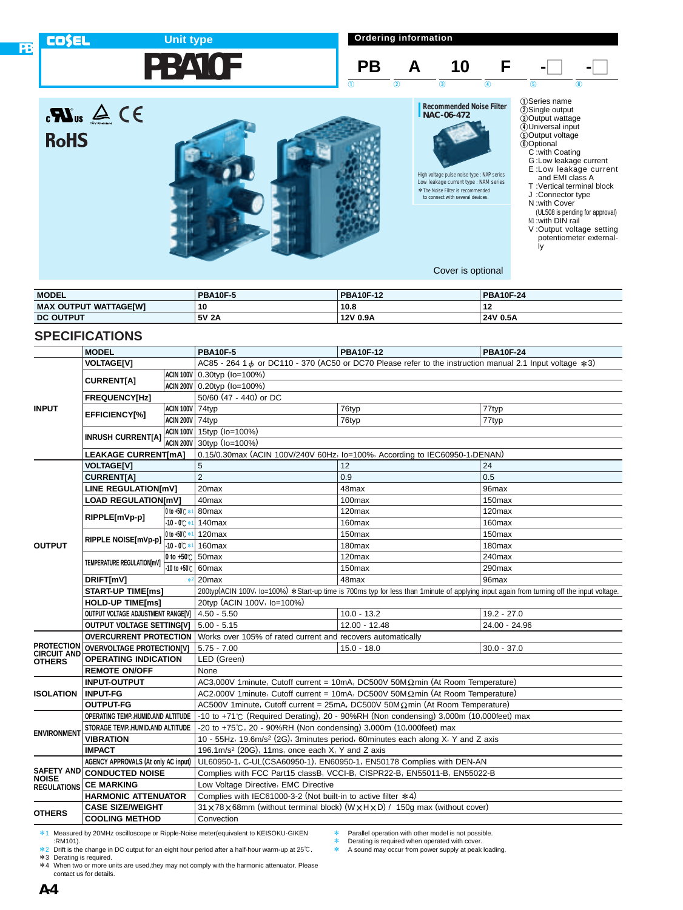COSEL

# PBA10F

Unit type

## Ordering information

| PB | A | 10 | F | - | - |
|---|---|---|---|---|---|
| ① | ② | ③ | ④ | ⑤ | ⑥ |

①Series name
②Single output
③Output wattage
④Universal input
⑤Output voltage
⑥Optional
C :with Coating
G :Low leakage current
E :Low leakage current and EMI class A
T :Vertical terminal block
J :Connector type
N :with Cover (UL508 is pending for approval)
N1 :with DIN rail
V :Output voltage setting potentiometer externally

RoHS

**Recommended Noise Filter**
**NAC-06-472**

High voltage pulse noise type : NAP series
Low leakage current type : NAM series
*The Noise Filter is recommended to connect with several devices.

Cover is optional

| MODEL | PBA10F-5 | PBA10F-12 | PBA10F-24 |
|---|---|---|---|
| MAX OUTPUT WATTAGE[W] | 10 | 10.8 | 12 |
| DC OUTPUT | 5V 2A | 12V 0.9A | 24V 0.5A |

## SPECIFICATIONS

| | MODEL | | PBA10F-5 | PBA10F-12 | PBA10F-24 |
|---|---|---|---|---|---|
| INPUT | VOLTAGE[V] | | AC85 - 264 1φ or DC110 - 370 (AC50 or DC70 Please refer to the instruction manual 2.1 Input voltage *3) | | |
| | CURRENT[A] | ACIN 100V | 0.30typ (Io=100%) | | |
| | | ACIN 200V | 0.20typ (Io=100%) | | |
| | FREQUENCY[Hz] | | 50/60 (47 - 440) or DC | | |
| | EFFICIENCY[%] | ACIN 100V | 74typ | 76typ | 77typ |
| | | ACIN 200V | 74typ | 76typ | 77typ |
| | INRUSH CURRENT[A] | ACIN 100V | 15typ (Io=100%) | | |
| | | ACIN 200V | 30typ (Io=100%) | | |
| | LEAKAGE CURRENT[mA] | | 0.15/0.30max (ACIN 100V/240V 60Hz, Io=100%, According to IEC60950-1,DENAN) | | |
| OUTPUT | VOLTAGE[V] | | 5 | 12 | 24 |
| | CURRENT[A] | | 2 | 0.9 | 0.5 |
| | LINE REGULATION[mV] | | 20max | 48max | 96max |
| | LOAD REGULATION[mV] | | 40max | 100max | 150max |
| | RIPPLE[mVp-p] | 0 to +50℃ *1 | 80max | 120max | 120max |
| | | -10 - 0℃ *1 | 140max | 160max | 160max |
| | RIPPLE NOISE[mVp-p] | 0 to +50℃ *1 | 120max | 150max | 150max |
| | | -10 - 0℃ *1 | 160max | 180max | 180max |
| | TEMPERATURE REGULATION[mV] | 0 to +50℃ | 50max | 120max | 240max |
| | | -10 to +50℃ | 60max | 150max | 290max |
| | DRIFT[mV] | *2 | 20max | 48max | 96max |
| | START-UP TIME[ms] | | 200typ(ACIN 100V, Io=100%) *Start-up time is 700ms typ for less than 1minute of applying input again from turning off the input voltage. | | |
| | HOLD-UP TIME[ms] | | 20typ (ACIN 100V, Io=100%) | | |
| | OUTPUT VOLTAGE ADJUSTMENT RANGE[V] | | 4.50 - 5.50 | 10.0 - 13.2 | 19.2 - 27.0 |
| | OUTPUT VOLTAGE SETTING[V] | | 5.00 - 5.15 | 12.00 - 12.48 | 24.00 - 24.96 |
| PROTECTION CIRCUIT AND OTHERS | OVERCURRENT PROTECTION | | Works over 105% of rated current and recovers automatically | | |
| | OVERVOLTAGE PROTECTION[V] | | 5.75 - 7.00 | 15.0 - 18.0 | 30.0 - 37.0 |
| | OPERATING INDICATION | | LED (Green) | | |
| | REMOTE ON/OFF | | None | | |
| ISOLATION | INPUT-OUTPUT | | AC3,000V 1minute, Cutoff current = 10mA, DC500V 50MΩmin (At Room Temperature) | | |
| | INPUT-FG | | AC2,000V 1minute, Cutoff current = 10mA, DC500V 50MΩmin (At Room Temperature) | | |
| | OUTPUT-FG | | AC500V 1minute, Cutoff current = 25mA, DC500V 50MΩmin (At Room Temperature) | | |
| ENVIRONMENT | OPERATING TEMP.,HUMID.AND ALTITUDE | | -10 to +71℃ (Required Derating), 20 - 90%RH (Non condensing) 3,000m (10,000feet) max | | |
| | STORAGE TEMP.,HUMID.AND ALTITUDE | | -20 to +75℃, 20 - 90%RH (Non condensing) 3,000m (10,000feet) max | | |
| | VIBRATION | | 10 - 55Hz, 19.6m/s² (2G), 3minutes period, 60minutes each along X, Y and Z axis | | |
| | IMPACT | | 196.1m/s² (20G), 11ms, once each X, Y and Z axis | | |
| SAFETY AND NOISE REGULATIONS | AGENCY APPROVALS (At only AC input) | | UL60950-1, C-UL(CSA60950-1), EN60950-1, EN50178 Complies with DEN-AN | | |
| | CONDUCTED NOISE | | Complies with FCC Part15 classB, VCCI-B, CISPR22-B, EN55011-B, EN55022-B | | |
| | CE MARKING | | Low Voltage Directive, EMC Directive | | |
| | HARMONIC ATTENUATOR | | Complies with IEC61000-3-2 (Not built-in to active filter *4) | | |
| OTHERS | CASE SIZE/WEIGHT | | 31×78×68mm (without terminal block) (W×H×D) / 150g max (without cover) | | |
| | COOLING METHOD | | Convection | | |

*1 Measured by 20MHz oscilloscope or Ripple-Noise meter(equivalent to KEISOKU-GIKEN :RM101).
*2 Drift is the change in DC output for an eight hour period after a half-hour warm-up at 25℃.
*3 Derating is required.
*4 When two or more units are used,they may not comply with the harmonic attenuator. Please contact us for details.

* Parallel operation with other model is not possible.
* Derating is required when operated with cover.
* A sound may occur from power supply at peak loading.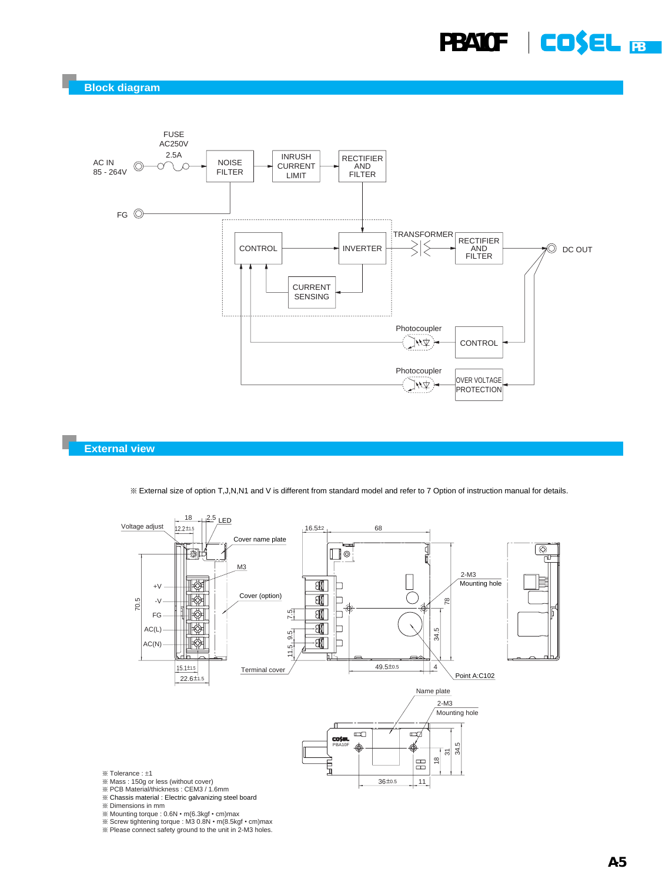## Block diagram

FUSE AC250V 2.5A

AC IN 85 - 264V

NOISE FILTER

INRUSH CURRENT LIMIT

RECTIFIER AND FILTER

FG

CONTROL

INVERTER

TRANSFORMER

RECTIFIER AND FILTER

DC OUT

CURRENT SENSING

Photocoupler

CONTROL

Photocoupler

OVER VOLTAGE PROTECTION

## External view

※ External size of option T,J,N,N1 and V is different from standard model and refer to 7 Option of instruction manual for details.

Voltage adjust, LED, Cover name plate, M3, Cover (option), +V, -V, FG, AC(L), AC(N), Terminal cover, 2-M3 Mounting hole, Point A:C102, Name plate, 2-M3 Mounting hole

- ※ Tolerance : ±1
- ※ Mass : 150g or less (without cover)
- ※ PCB Material/thickness : CEM3 / 1.6mm
- ※ Chassis material : Electric galvanizing steel board
- ※ Dimensions in mm
- ※ Mounting torque : 0.6N • m(6.3kgf • cm)max
- ※ Screw tightening torque : M3 0.8N • m(8.5kgf • cm)max
- ※ Please connect safety ground to the unit in 2-M3 holes.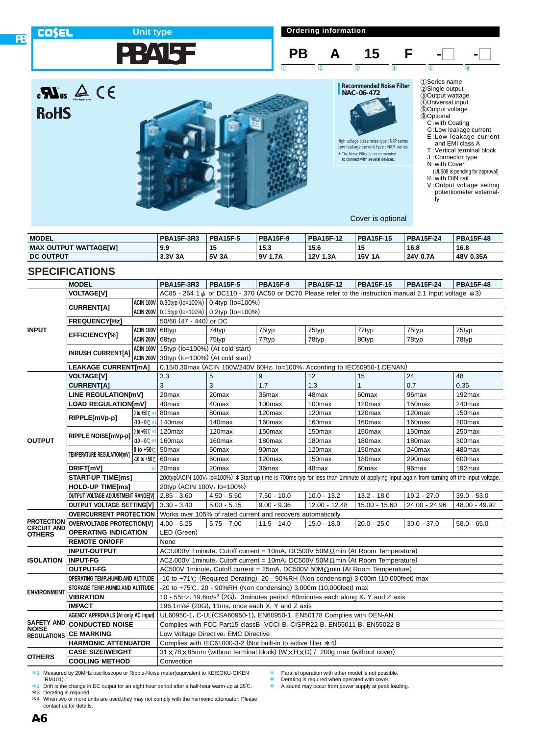COSEL **Unit type**

# PBA15F

## Ordering information

| PB | A | 15 | F | - □ | - □ |
|---|---|---|---|---|---|
| ① | ② | ③ | ④ | ⑤ | ⑥ |

①Series name
②Single output
③Output wattage
④Universal input
⑤Output voltage
⑥Optional
- C :with Coating
- G :Low leakage current
- E :Low leakage current and EMI class A
- T :Vertical terminal block
- J :Connector type
- N :with Cover (UL508 is pending for approval)
- N1 :with DIN rail
- V :Output voltage setting potentiometer externally

RoHS

**Recommended Noise Filter NAC-06-472**

High voltage pulse noise type : NAP series
Low leakage current type : NAM series
*The Noise Filter is recommended to connect with several devices.

Cover is optional

| MODEL | PBA15F-3R3 | PBA15F-5 | PBA15F-9 | PBA15F-12 | PBA15F-15 | PBA15F-24 | PBA15F-48 |
|---|---|---|---|---|---|---|---|
| MAX OUTPUT WATTAGE[W] | 9.9 | 15 | 15.3 | 15.6 | 15 | 16.8 | 16.8 |
| DC OUTPUT | 3.3V 3A | 5V 3A | 9V 1.7A | 12V 1.3A | 15V 1A | 24V 0.7A | 48V 0.35A |

## SPECIFICATIONS

| | MODEL | | PBA15F-3R3 | PBA15F-5 | PBA15F-9 | PBA15F-12 | PBA15F-15 | PBA15F-24 | PBA15F-48 |
|---|---|---|---|---|---|---|---|---|---|
| INPUT | VOLTAGE[V] | | AC85 - 264 1φ or DC110 - 370 (AC50 or DC70 Please refer to the instruction manual 2.1 Input voltage *3) | | | | | | |
| | CURRENT[A] | ACIN 100V | 0.30typ (Io=100%) | 0.4typ (Io=100%) | | | | | |
| | | ACIN 200V | 0.15typ (Io=100%) | 0.2typ (Io=100%) | | | | | |
| | FREQUENCY[Hz] | | 50/60 (47 - 440) or DC | | | | | | |
| | EFFICIENCY[%] | ACIN 100V | 68typ | 74typ | 75typ | 75typ | 77typ | 75typ | 75typ |
| | | ACIN 200V | 68typ | 75typ | 77typ | 78typ | 80typ | 78typ | 78typ |
| | INRUSH CURRENT[A] | ACIN 100V | 15typ (Io=100%) (At cold start) | | | | | | |
| | | ACIN 200V | 30typ (Io=100%) (At cold start) | | | | | | |
| | LEAKAGE CURRENT[mA] | | 0.15/0.30max (ACIN 100V/240V 60Hz, Io=100%, According to IEC60950-1,DENAN) | | | | | | |
| OUTPUT | VOLTAGE[V] | | 3.3 | 5 | 9 | 12 | 15 | 24 | 48 |
| | CURRENT[A] | | 3 | 3 | 1.7 | 1.3 | 1 | 0.7 | 0.35 |
| | LINE REGULATION[mV] | | 20max | 20max | 36max | 48max | 60max | 96max | 192max |
| | LOAD REGULATION[mV] | | 40max | 40max | 100max | 100max | 120max | 150max | 240max |
| | RIPPLE[mVp-p] | 0 to +50℃ *1 | 80max | 80max | 120max | 120max | 120max | 120max | 150max |
| | | -10 - 0℃ *1 | 140max | 140max | 160max | 160max | 160max | 160max | 200max |
| | RIPPLE NOISE[mVp-p] | 0 to +50℃ *1 | 120max | 120max | 150max | 150max | 150max | 150max | 250max |
| | | -10 - 0℃ *1 | 160max | 160max | 180max | 180max | 180max | 180max | 300max |
| | TEMPERATURE REGULATION[mV] | 0 to +50℃ | 50max | 50max | 90max | 120max | 150max | 240max | 480max |
| | | -10 to +50℃ | 60max | 60max | 120max | 150max | 180max | 290max | 600max |
| | DRIFT[mV] | *2 | 20max | 20max | 36max | 48max | 60max | 96max | 192max |
| | START-UP TIME[ms] | | 200typ(ACIN 100V, Io=100%) *Start-up time is 700ms typ for less than 1minute of applying input again from turning off the input voltage. | | | | | | |
| | HOLD-UP TIME[ms] | | 20typ (ACIN 100V, Io=100%) | | | | | | |
| | OUTPUT VOLTAGE ADJUSTMENT RANGE[V] | | 2.85 - 3.60 | 4.50 - 5.50 | 7.50 - 10.0 | 10.0 - 13.2 | 13.2 - 18.0 | 19.2 - 27.0 | 39.0 - 53.0 |
| | OUTPUT VOLTAGE SETTING[V] | | 3.30 - 3.40 | 5.00 - 5.15 | 9.00 - 9.36 | 12.00 - 12.48 | 15.00 - 15.60 | 24.00 - 24.96 | 48.00 - 49.92 |
| PROTECTION CIRCUIT AND OTHERS | OVERCURRENT PROTECTION | | Works over 105% of rated current and recovers automatically | | | | | | |
| | OVERVOLTAGE PROTECTION[V] | | 4.00 - 5.25 | 5.75 - 7.00 | 11.5 - 14.0 | 15.0 - 18.0 | 20.0 - 25.0 | 30.0 - 37.0 | 58.0 - 65.0 |
| | OPERATING INDICATION | | LED (Green) | | | | | | |
| | REMOTE ON/OFF | | None | | | | | | |
| ISOLATION | INPUT-OUTPUT | | AC3,000V 1minute, Cutoff current = 10mA, DC500V 50MΩmin (At Room Temperature) | | | | | | |
| | INPUT-FG | | AC2,000V 1minute, Cutoff current = 10mA, DC500V 50MΩmin (At Room Temperature) | | | | | | |
| | OUTPUT-FG | | AC500V 1minute, Cutoff current = 25mA, DC500V 50MΩmin (At Room Temperature) | | | | | | |
| ENVIRONMENT | OPERATING TEMP.,HUMID.AND ALTITUDE | | -10 to +71℃ (Required Derating), 20 - 90%RH (Non condensing) 3,000m (10,000feet) max | | | | | | |
| | STORAGE TEMP.,HUMID.AND ALTITUDE | | -20 to +75℃, 20 - 90%RH (Non condensing) 3,000m (10,000feet) max | | | | | | |
| | VIBRATION | | 10 - 55Hz, 19.6m/s² (2G), 3minutes period, 60minutes each along X, Y and Z axis | | | | | | |
| | IMPACT | | 196.1m/s² (20G), 11ms, once each X, Y and Z axis | | | | | | |
| SAFETY AND NOISE REGULATIONS | AGENCY APPROVALS (At only AC input) | | UL60950-1, C-UL(CSA60950-1), EN60950-1, EN50178 Complies with DEN-AN | | | | | | |
| | CONDUCTED NOISE | | Complies with FCC Part15 classB, VCCI-B, CISPR22-B, EN55011-B, EN55022-B | | | | | | |
| | CE MARKING | | Low Voltage Directive, EMC Directive | | | | | | |
| | HARMONIC ATTENUATOR | | Complies with IEC61000-3-2 (Not built-in to active filter *4) | | | | | | |
| OTHERS | CASE SIZE/WEIGHT | | 31×78×85mm (without terminal block) (W×H×D) / 200g max (without cover) | | | | | | |
| | COOLING METHOD | | Convection | | | | | | |

*1 Measured by 20MHz oscilloscope or Ripple-Noise meter(equivalent to KEISOKU-GIKEN :RM101).
*2 Drift is the change in DC output for an eight hour period after a half-hour warm-up at 25℃.
*3 Derating is required.
*4 When two or more units are used,they may not comply with the harmonic attenuator. Please contact us for details.

* Parallel operation with other model is not possible.
* Derating is required when operated with cover.
* A sound may occur from power supply at peak loading.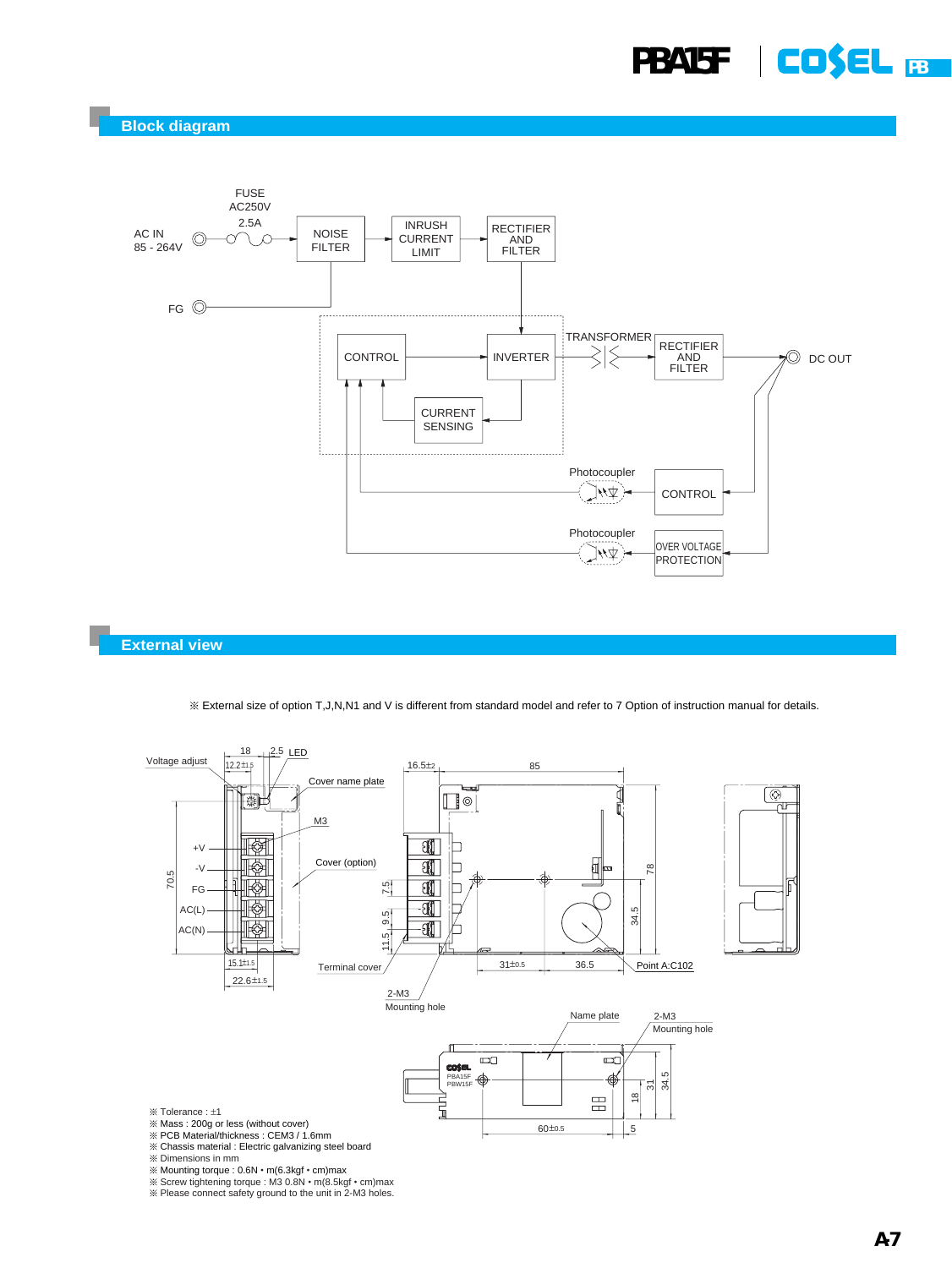## Block diagram

FUSE AC250V 2.5A

AC IN 85 - 264V

FG

NOISE FILTER

INRUSH CURRENT LIMIT

RECTIFIER AND FILTER

CONTROL

INVERTER

CURRENT SENSING

TRANSFORMER

RECTIFIER AND FILTER

DC OUT

Photocoupler

CONTROL

Photocoupler

OVER VOLTAGE PROTECTION

## External view

※ External size of option T,J,N,N1 and V is different from standard model and refer to 7 Option of instruction manual for details.

Voltage adjust, LED, Cover name plate, M3, Cover (option), Terminal cover, 2-M3 Mounting hole, Point A:C102, Name plate, 2-M3 Mounting hole

+V, -V, FG, AC(L), AC(N)

※ Tolerance : ±1
※ Mass : 200g or less (without cover)
※ PCB Material/thickness : CEM3 / 1.6mm
※ Chassis material : Electric galvanizing steel board
※ Dimensions in mm
※ Mounting torque : 0.6N • m(6.3kgf • cm)max
※ Screw tightening torque : M3 0.8N • m(8.5kgf • cm)max
※ Please connect safety ground to the unit in 2-M3 holes.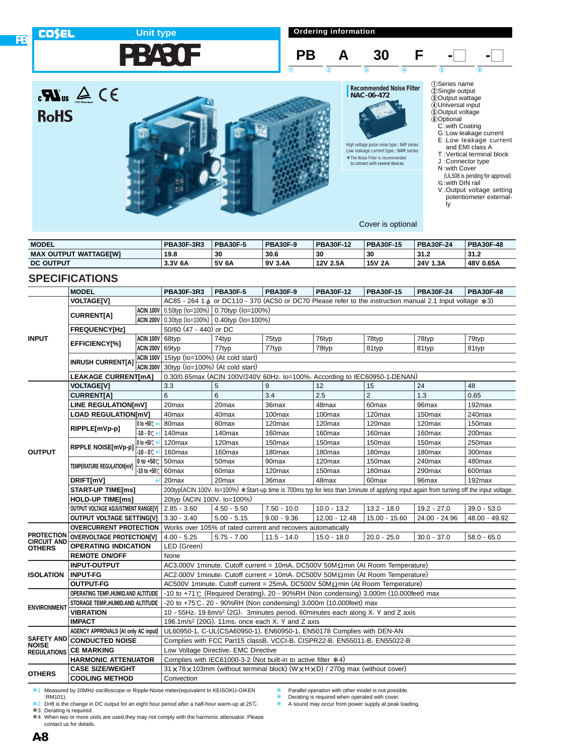COSEL Unit type

# PBA30F

## Ordering information

PB A 30 F -□ -□

① ② ③ ④ ⑤ ⑥

①Series name
②Single output
③Output wattage
④Universal input
⑤Output voltage
⑥Optional
- C :with Coating
- G :Low leakage current
- E :Low leakage current and EMI class A
- T :Vertical terminal block
- J :Connector type
- N :with Cover (UL508 is pending for approval)
- N1 :with DIN rail
- V :Output voltage setting potentiometer externally

RoHS

**Recommended Noise Filter**
**NAC-06-472**

High voltage pulse noise type : NAP series
Low leakage current type : NAM series
*The Noise Filter is recommended to connect with several devices.

Cover is optional

| MODEL | PBA30F-3R3 | PBA30F-5 | PBA30F-9 | PBA30F-12 | PBA30F-15 | PBA30F-24 | PBA30F-48 |
|---|---|---|---|---|---|---|---|
| MAX OUTPUT WATTAGE[W] | 19.8 | 30 | 30.6 | 30 | 30 | 31.2 | 31.2 |
| DC OUTPUT | 3.3V 6A | 5V 6A | 9V 3.4A | 12V 2.5A | 15V 2A | 24V 1.3A | 48V 0.65A |

## SPECIFICATIONS

| | MODEL | | PBA30F-3R3 | PBA30F-5 | PBA30F-9 | PBA30F-12 | PBA30F-15 | PBA30F-24 | PBA30F-48 |
|---|---|---|---|---|---|---|---|---|---|
| INPUT | VOLTAGE[V] | | AC85 - 264 1φ or DC110 - 370 (AC50 or DC70 Please refer to the instruction manual 2.1 Input voltage *3) | | | | | | |
| | CURRENT[A] | ACIN 100V | 0.50typ (Io=100%) | 0.70typ (Io=100%) | | | | | |
| | | ACIN 200V | 0.30typ (Io=100%) | 0.40typ (Io=100%) | | | | | |
| | FREQUENCY[Hz] | | 50/60 (47 - 440) or DC | | | | | | |
| | EFFICIENCY[%] | ACIN 100V | 68typ | 74typ | 75typ | 76typ | 78typ | 78typ | 79typ |
| | | ACIN 200V | 69typ | 77typ | 77typ | 78typ | 81typ | 81typ | 81typ |
| | INRUSH CURRENT[A] | ACIN 100V | 15typ (Io=100%) (At cold start) | | | | | | |
| | | ACIN 200V | 30typ (Io=100%) (At cold start) | | | | | | |
| | LEAKAGE CURRENT[mA] | | 0.30/0.65max (ACIN 100V/240V 60Hz, Io=100%, According to IEC60950-1,DENAN) | | | | | | |
| OUTPUT | VOLTAGE[V] | | 3.3 | 5 | 9 | 12 | 15 | 24 | 48 |
| | CURRENT[A] | | 6 | 6 | 3.4 | 2.5 | 2 | 1.3 | 0.65 |
| | LINE REGULATION[mV] | | 20max | 20max | 36max | 48max | 60max | 96max | 192max |
| | LOAD REGULATION[mV] | | 40max | 40max | 100max | 100max | 120max | 150max | 240max |
| | RIPPLE[mVp-p] | 0 to +50℃ *1 | 80max | 80max | 120max | 120max | 120max | 120max | 150max |
| | | -10 - 0℃ *1 | 140max | 140max | 160max | 160max | 160max | 160max | 200max |
| | RIPPLE NOISE[mVp-p] | 0 to +50℃ *1 | 120max | 120max | 150max | 150max | 150max | 150max | 250max |
| | | -10 - 0℃ *1 | 160max | 160max | 180max | 180max | 180max | 180max | 300max |
| | TEMPERATURE REGULATION[mV] | 0 to +50℃ | 50max | 50max | 90max | 120max | 150max | 240max | 480max |
| | | -10 to +50℃ | 60max | 60max | 120max | 150max | 180max | 290max | 600max |
| | DRIFT[mV] | *2 | 20max | 20max | 36max | 48max | 60max | 96max | 192max |
| | START-UP TIME[ms] | | 200typ(ACIN 100V, Io=100%) *Start-up time is 700ms typ for less than 1minute of applying input again from turning off the input voltage. | | | | | | |
| | HOLD-UP TIME[ms] | | 20typ (ACIN 100V, Io=100%) | | | | | | |
| | OUTPUT VOLTAGE ADJUSTMENT RANGE[V] | | 2.85 - 3.60 | 4.50 - 5.50 | 7.50 - 10.0 | 10.0 - 13.2 | 13.2 - 18.0 | 19.2 - 27.0 | 39.0 - 53.0 |
| | OUTPUT VOLTAGE SETTING[V] | | 3.30 - 3.40 | 5.00 - 5.15 | 9.00 - 9.36 | 12.00 - 12.48 | 15.00 - 15.60 | 24.00 - 24.96 | 48.00 - 49.92 |
| PROTECTION CIRCUIT AND OTHERS | OVERCURRENT PROTECTION | | Works over 105% of rated current and recovers automatically | | | | | | |
| | OVERVOLTAGE PROTECTION[V] | | 4.00 - 5.25 | 5.75 - 7.00 | 11.5 - 14.0 | 15.0 - 18.0 | 20.0 - 25.0 | 30.0 - 37.0 | 58.0 - 65.0 |
| | OPERATING INDICATION | | LED (Green) | | | | | | |
| | REMOTE ON/OFF | | None | | | | | | |
| ISOLATION | INPUT-OUTPUT | | AC3,000V 1minute, Cutoff current = 10mA, DC500V 50MΩmin (At Room Temperature) | | | | | | |
| | INPUT-FG | | AC2,000V 1minute, Cutoff current = 10mA, DC500V 50MΩmin (At Room Temperature) | | | | | | |
| | OUTPUT-FG | | AC500V 1minute, Cutoff current = 25mA, DC500V 50MΩmin (At Room Temperature) | | | | | | |
| ENVIRONMENT | OPERATING TEMP.,HUMID.AND ALTITUDE | | -10 to +71℃ (Required Derating), 20 - 90%RH (Non condensing) 3,000m (10,000feet) max | | | | | | |
| | STORAGE TEMP.,HUMID.AND ALTITUDE | | -20 to +75℃, 20 - 90%RH (Non condensing) 3,000m (10,000feet) max | | | | | | |
| | VIBRATION | | 10 - 55Hz, 19.6m/s² (2G), 3minutes period, 60minutes each along X, Y and Z axis | | | | | | |
| | IMPACT | | 196.1m/s² (20G), 11ms, once each X, Y and Z axis | | | | | | |
| SAFETY AND NOISE REGULATIONS | AGENCY APPROVALS (At only AC input) | | UL60950-1, C-UL(CSA60950-1), EN60950-1, EN50178 Complies with DEN-AN | | | | | | |
| | CONDUCTED NOISE | | Complies with FCC Part15 classB, VCCI-B, CISPR22-B, EN55011-B, EN55022-B | | | | | | |
| | CE MARKING | | Low Voltage Directive, EMC Directive | | | | | | |
| | HARMONIC ATTENUATOR | | Complies with IEC61000-3-2 (Not built-in to active filter *4) | | | | | | |
| OTHERS | CASE SIZE/WEIGHT | | 31×78×103mm (without terminal block) (W×H×D) / 270g max (without cover) | | | | | | |
| | COOLING METHOD | | Convection | | | | | | |

*1 Measured by 20MHz oscilloscope or Ripple-Noise meter(equivalent to KEISOKU-GIKEN :RM101).
*2 Drift is the change in DC output for an eight hour period after a half-hour warm-up at 25℃.
*3 Derating is required.
*4 When two or more units are used,they may not comply with the harmonic attenuator. Please contact us for details.

* Parallel operation with other model is not possible.
* Derating is required when operated with cover.
* A sound may occur from power supply at peak loading.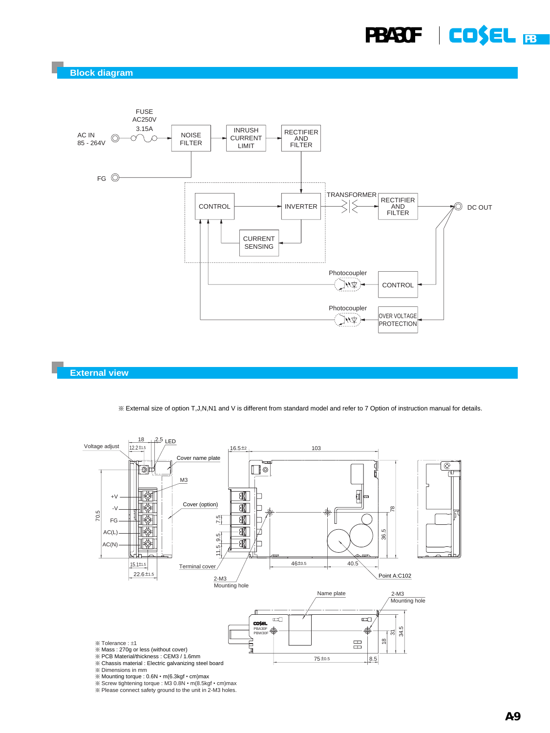## Block diagram

FUSE AC250V 3.15A

AC IN 85 - 264V

NOISE FILTER

INRUSH CURRENT LIMIT

RECTIFIER AND FILTER

FG

CONTROL

INVERTER

TRANSFORMER

RECTIFIER AND FILTER

DC OUT

CURRENT SENSING

Photocoupler

CONTROL

Photocoupler

OVER VOLTAGE PROTECTION

## External view

※ External size of option T,J,N,N1 and V is different from standard model and refer to 7 Option of instruction manual for details.

Voltage adjust, LED, Cover name plate, M3, Cover (option), +V, -V, FG, AC(L), AC(N), Terminal cover, 2-M3 Mounting hole, Point A:C102, Name plate, 2-M3 Mounting hole

※ Tolerance : ±1
※ Mass : 270g or less (without cover)
※ PCB Material/thickness : CEM3 / 1.6mm
※ Chassis material : Electric galvanizing steel board
※ Dimensions in mm
※ Mounting torque : 0.6N • m(6.3kgf • cm)max
※ Screw tightening torque : M3 0.8N • m(8.5kgf • cm)max
※ Please connect safety ground to the unit in 2-M3 holes.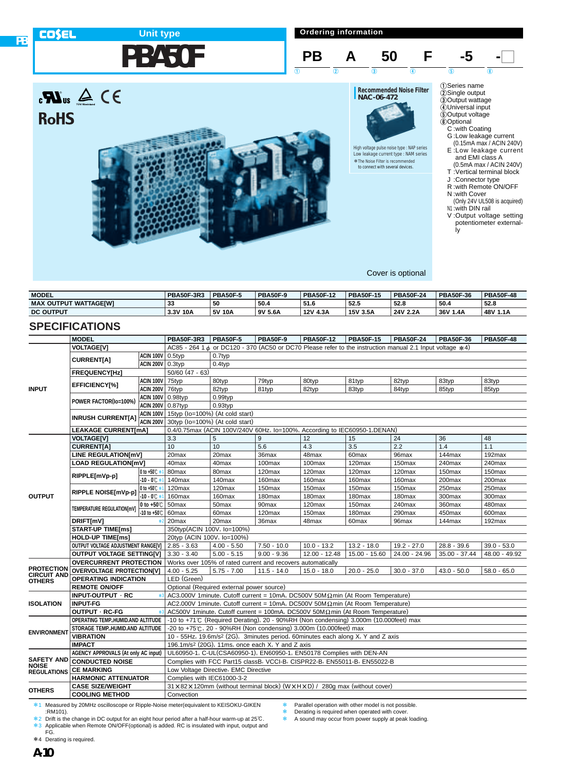COSEL

Unit type

# PBA50F

## Ordering information

PB A 50 F -5 -□

①②③④⑤⑥

①Series name
②Single output
③Output wattage
④Universal input
⑤Output voltage
⑥Optional
- C :with Coating
- G :Low leakage current (0.15mA max / ACIN 240V)
- E :Low leakage current and EMI class A (0.5mA max / ACIN 240V)
- T :Vertical terminal block
- J :Connector type
- R :with Remote ON/OFF
- N :with Cover (Only 24V UL508 is acquired)
- N1 :with DIN rail
- V :Output voltage setting potentiometer externally

RoHS

**Recommended Noise Filter**
**NAC-06-472**

High voltage pulse noise type : NAP series
Low leakage current type : NAM series
* The Noise Filter is recommended to connect with several devices.

Cover is optional

| MODEL | PBA50F-3R3 | PBA50F-5 | PBA50F-9 | PBA50F-12 | PBA50F-15 | PBA50F-24 | PBA50F-36 | PBA50F-48 |
|---|---|---|---|---|---|---|---|---|
| MAX OUTPUT WATTAGE[W] | 33 | 50 | 50.4 | 51.6 | 52.5 | 52.8 | 50.4 | 52.8 |
| DC OUTPUT | 3.3V 10A | 5V 10A | 9V 5.6A | 12V 4.3A | 15V 3.5A | 24V 2.2A | 36V 1.4A | 48V 1.1A |

## SPECIFICATIONS

| | MODEL | | PBA50F-3R3 | PBA50F-5 | PBA50F-9 | PBA50F-12 | PBA50F-15 | PBA50F-24 | PBA50F-36 | PBA50F-48 |
|---|---|---|---|---|---|---|---|---|---|---|
| INPUT | VOLTAGE[V] | | AC85 - 264 1φ or DC120 - 370 (AC50 or DC70 Please refer to the instruction manual 2.1 Input voltage *4) | | | | | | | |
| | CURRENT[A] | ACIN 100V | 0.5typ | 0.7typ | | | | | | |
| | | ACIN 200V | 0.3typ | 0.4typ | | | | | | |
| | FREQUENCY[Hz] | | 50/60 (47 - 63) | | | | | | | |
| | EFFICIENCY[%] | ACIN 100V | 75typ | 80typ | 79typ | 80typ | 81typ | 82typ | 83typ | 83typ |
| | | ACIN 200V | 76typ | 82typ | 81typ | 82typ | 83typ | 84typ | 85typ | 85typ |
| | POWER FACTOR(Io=100%) | ACIN 100V | 0.98typ | 0.99typ | | | | | | |
| | | ACIN 200V | 0.87typ | 0.93typ | | | | | | |
| | INRUSH CURRENT[A] | ACIN 100V | 15typ (Io=100%) (At cold start) | | | | | | | |
| | | ACIN 200V | 30typ (Io=100%) (At cold start) | | | | | | | |
| | LEAKAGE CURRENT[mA] | | 0.4/0.75max (ACIN 100V/240V 60Hz, Io=100%, According to IEC60950-1,DENAN) | | | | | | | |
| OUTPUT | VOLTAGE[V] | | 3.3 | 5 | 9 | 12 | 15 | 24 | 36 | 48 |
| | CURRENT[A] | | 10 | 10 | 5.6 | 4.3 | 3.5 | 2.2 | 1.4 | 1.1 |
| | LINE REGULATION[mV] | | 20max | 20max | 36max | 48max | 60max | 96max | 144max | 192max |
| | LOAD REGULATION[mV] | | 40max | 40max | 100max | 100max | 120max | 150max | 240max | 240max |
| | RIPPLE[mVp-p] | 0 to +50℃ *1 | 80max | 80max | 120max | 120max | 120max | 120max | 150max | 150max |
| | | -10 - 0℃ *1 | 140max | 140max | 160max | 160max | 160max | 160max | 200max | 200max |
| | RIPPLE NOISE[mVp-p] | 0 to +50℃ *1 | 120max | 120max | 150max | 150max | 150max | 150max | 250max | 250max |
| | | -10 - 0℃ *1 | 160max | 160max | 180max | 180max | 180max | 180max | 300max | 300max |
| | TEMPERATURE REGULATION[mV] | 0 to +50℃ | 50max | 50max | 90max | 120max | 150max | 240max | 360max | 480max |
| | | -10 to +50℃ | 60max | 60max | 120max | 150max | 180max | 290max | 450max | 600max |
| | DRIFT[mV] | *2 | 20max | 20max | 36max | 48max | 60max | 96max | 144max | 192max |
| | START-UP TIME[ms] | | 350typ(ACIN 100V, Io=100%) | | | | | | | |
| | HOLD-UP TIME[ms] | | 20typ (ACIN 100V, Io=100%) | | | | | | | |
| | OUTPUT VOLTAGE ADJUSTMENT RANGE[V] | | 2.85 - 3.63 | 4.00 - 5.50 | 7.50 - 10.0 | 10.0 - 13.2 | 13.2 - 18.0 | 19.2 - 27.0 | 28.8 - 39.6 | 39.0 - 53.0 |
| | OUTPUT VOLTAGE SETTING[V] | | 3.30 - 3.40 | 5.00 - 5.15 | 9.00 - 9.36 | 12.00 - 12.48 | 15.00 - 15.60 | 24.00 - 24.96 | 35.00 - 37.44 | 48.00 - 49.92 |
| PROTECTION CIRCUIT AND OTHERS | OVERCURRENT PROTECTION | | Works over 105% of rated current and recovers automatically | | | | | | | |
| | OVERVOLTAGE PROTECTION[V] | | 4.00 - 5.25 | 5.75 - 7.00 | 11.5 - 14.0 | 15.0 - 18.0 | 20.0 - 25.0 | 30.0 - 37.0 | 43.0 - 50.0 | 58.0 - 65.0 |
| | OPERATING INDICATION | | LED (Green) | | | | | | | |
| | REMOTE ON/OFF | | Optional (Required external power source) | | | | | | | |
| ISOLATION | INPUT-OUTPUT · RC | *3 | AC3,000V 1minute, Cutoff current = 10mA, DC500V 50MΩmin (At Room Temperature) | | | | | | | |
| | INPUT-FG | | AC2,000V 1minute, Cutoff current = 10mA, DC500V 50MΩmin (At Room Temperature) | | | | | | | |
| | OUTPUT · RC-FG | *3 | AC500V 1minute, Cutoff current = 100mA, DC500V 50MΩmin (At Room Temperature) | | | | | | | |
| ENVIRONMENT | OPERATING TEMP.,HUMID.AND ALTITUDE | | -10 to +71℃ (Required Derating), 20 - 90%RH (Non condensing) 3,000m (10,000feet) max | | | | | | | |
| | STORAGE TEMP.,HUMID.AND ALTITUDE | | -20 to +75℃, 20 - 90%RH (Non condensing) 3,000m (10,000feet) max | | | | | | | |
| | VIBRATION | | 10 - 55Hz, 19.6m/s² (2G), 3minutes period, 60minutes each along X, Y and Z axis | | | | | | | |
| | IMPACT | | 196.1m/s² (20G), 11ms, once each X, Y and Z axis | | | | | | | |
| SAFETY AND NOISE REGULATIONS | AGENCY APPROVALS (At only AC input) | | UL60950-1, C-UL(CSA60950-1), EN60950-1, EN50178 Complies with DEN-AN | | | | | | | |
| | CONDUCTED NOISE | | Complies with FCC Part15 classB, VCCI-B, CISPR22-B, EN55011-B, EN55022-B | | | | | | | |
| | CE MARKING | | Low Voltage Directive, EMC Directive | | | | | | | |
| | HARMONIC ATTENUATOR | | Complies with IEC61000-3-2 | | | | | | | |
| OTHERS | CASE SIZE/WEIGHT | | 31×82×120mm (without terminal block) (W×H×D) / 280g max (without cover) | | | | | | | |
| | COOLING METHOD | | Convection | | | | | | | |

*1 Measured by 20MHz oscilloscope or Ripple-Noise meter(equivalent to KEISOKU-GIKEN :RM101).
*2 Drift is the change in DC output for an eight hour period after a half-hour warm-up at 25℃.
*3 Applicable when Remote ON/OFF(optional) is added. RC is insulated with input, output and FG.
*4 Derating is required.

* Parallel operation with other model is not possible.
* Derating is required when operated with cover.
* A sound may occur from power supply at peak loading.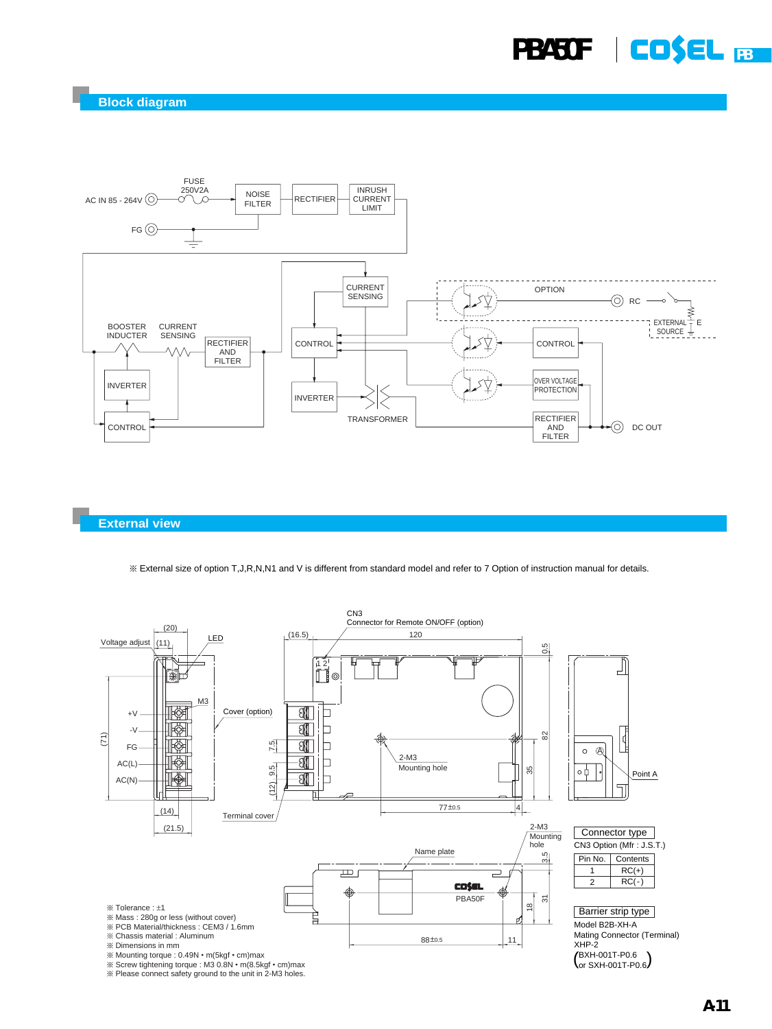## Block diagram

AC IN 85 - 264V — FUSE 250V2A — NOISE FILTER — RECTIFIER — INRUSH CURRENT LIMIT

FG

BOOSTER INDUCTER, CURRENT SENSING, RECTIFIER AND FILTER, INVERTER, CONTROL

CURRENT SENSING, CONTROL, INVERTER, TRANSFORMER

OPTION: RC, EXTERNAL SOURCE, E

CONTROL, OVER VOLTAGE PROTECTION, RECTIFIER AND FILTER, DC OUT

## External view

※ External size of option T,J,R,N,N1 and V is different from standard model and refer to 7 Option of instruction manual for details.

CN3 Connector for Remote ON/OFF (option)

Voltage adjust, LED, M3, +V, -V, FG, AC(L), AC(N), Cover (option), Terminal cover, 2-M3 Mounting hole, Point A, Name plate, COSEL PBA50F

Dimensions: (20), (11), (16.5), 120, 0.5, (71), 7.5, 9.5, (12), 82, 35, 77±0.5, 4, (14), (21.5), 3.5, 18, 31, 88±0.5, 11

| Connector type | |
|---|---|
| CN3 Option (Mfr : J.S.T.) | |
| Pin No. | Contents |
| 1 | RC(+) |
| 2 | RC(-) |

Barrier strip type

Model B2B-XH-A

Mating Connector (Terminal)

XHP-2

(BXH-001T-P0.6 or SXH-001T-P0.6)

※ Tolerance : ±1

※ Mass : 280g or less (without cover)

※ PCB Material/thickness : CEM3 / 1.6mm

※ Chassis material : Aluminum

※ Dimensions in mm

※ Mounting torque : 0.49N • m(5kgf • cm)max

※ Screw tightening torque : M3 0.8N • m(8.5kgf • cm)max

※ Please connect safety ground to the unit in 2-M3 holes.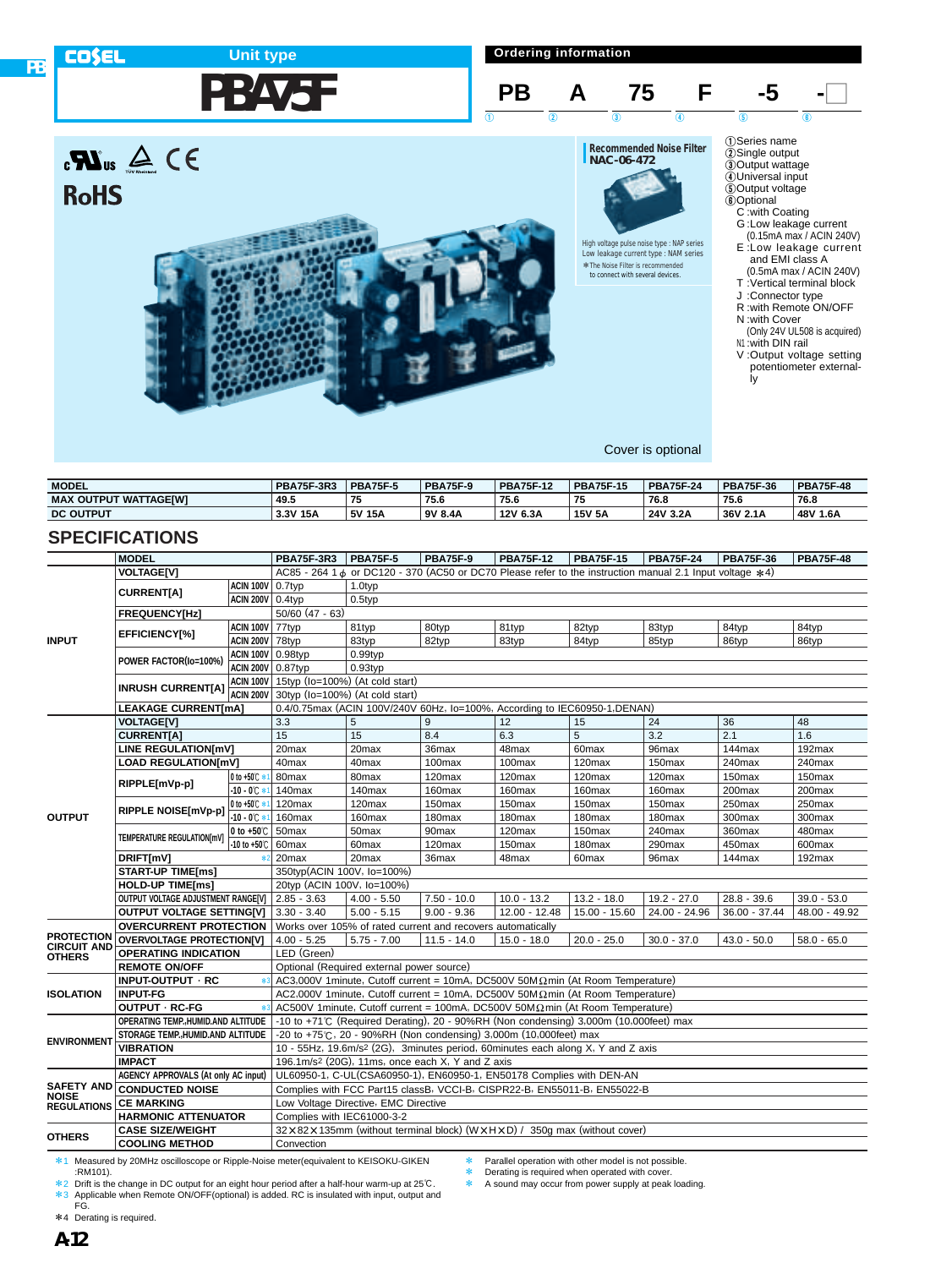COSEL

Unit type

# PBA75F

## Ordering information

PB A 75 F -5 -□

① ② ③ ④ ⑤ ⑥

①Series name
②Single output
③Output wattage
④Universal input
⑤Output voltage
⑥Optional
- C :with Coating
- G :Low leakage current (0.15mA max / ACIN 240V)
- E :Low leakage current and EMI class A (0.5mA max / ACIN 240V)
- T :Vertical terminal block
- J :Connector type
- R :with Remote ON/OFF
- N :with Cover (Only 24V UL508 is acquired)
- N1 :with DIN rail
- V :Output voltage setting potentiometer externally

RoHS

**Recommended Noise Filter**
**NAC-06-472**

High voltage pulse noise type : NAP series
Low leakage current type : NAM series
*The Noise Filter is recommended to connect with several devices.

Cover is optional

| MODEL | PBA75F-3R3 | PBA75F-5 | PBA75F-9 | PBA75F-12 | PBA75F-15 | PBA75F-24 | PBA75F-36 | PBA75F-48 |
|---|---|---|---|---|---|---|---|---|
| MAX OUTPUT WATTAGE[W] | 49.5 | 75 | 75.6 | 75.6 | 75 | 76.8 | 75.6 | 76.8 |
| DC OUTPUT | 3.3V 15A | 5V 15A | 9V 8.4A | 12V 6.3A | 15V 5A | 24V 3.2A | 36V 2.1A | 48V 1.6A |

## SPECIFICATIONS

| | MODEL | | PBA75F-3R3 | PBA75F-5 | PBA75F-9 | PBA75F-12 | PBA75F-15 | PBA75F-24 | PBA75F-36 | PBA75F-48 |
|---|---|---|---|---|---|---|---|---|---|---|
| INPUT | VOLTAGE[V] | | AC85 - 264 1φ or DC120 - 370 (AC50 or DC70 Please refer to the instruction manual 2.1 Input voltage *4) | | | | | | | |
| | CURRENT[A] | ACIN 100V | 0.7typ | 1.0typ | | | | | | |
| | | ACIN 200V | 0.4typ | 0.5typ | | | | | | |
| | FREQUENCY[Hz] | | 50/60 (47 - 63) | | | | | | | |
| | EFFICIENCY[%] | ACIN 100V | 77typ | 81typ | 80typ | 81typ | 82typ | 83typ | 84typ | 84typ |
| | | ACIN 200V | 78typ | 83typ | 82typ | 83typ | 84typ | 85typ | 86typ | 86typ |
| | POWER FACTOR(Io=100%) | ACIN 100V | 0.98typ | 0.99typ | | | | | | |
| | | ACIN 200V | 0.87typ | 0.93typ | | | | | | |
| | INRUSH CURRENT[A] | ACIN 100V | 15typ (Io=100%) (At cold start) | | | | | | | |
| | | ACIN 200V | 30typ (Io=100%) (At cold start) | | | | | | | |
| | LEAKAGE CURRENT[mA] | | 0.4/0.75max (ACIN 100V/240V 60Hz, Io=100%, According to IEC60950-1,DENAN) | | | | | | | |
| OUTPUT | VOLTAGE[V] | | 3.3 | 5 | 9 | 12 | 15 | 24 | 36 | 48 |
| | CURRENT[A] | | 15 | 15 | 8.4 | 6.3 | 5 | 3.2 | 2.1 | 1.6 |
| | LINE REGULATION[mV] | | 20max | 20max | 36max | 48max | 60max | 96max | 144max | 192max |
| | LOAD REGULATION[mV] | | 40max | 40max | 100max | 100max | 120max | 150max | 240max | 240max |
| | RIPPLE[mVp-p] | 0 to +50℃ *1 | 80max | 80max | 120max | 120max | 120max | 120max | 150max | 150max |
| | | -10 - 0℃ *1 | 140max | 140max | 160max | 160max | 160max | 160max | 200max | 200max |
| | RIPPLE NOISE[mVp-p] | 0 to +50℃ *1 | 120max | 120max | 150max | 150max | 150max | 150max | 250max | 250max |
| | | -10 - 0℃ *1 | 160max | 160max | 180max | 180max | 180max | 180max | 300max | 300max |
| | TEMPERATURE REGULATION[mV] | 0 to +50℃ | 50max | 50max | 90max | 120max | 150max | 240max | 360max | 480max |
| | | -10 to +50℃ | 60max | 60max | 120max | 150max | 180max | 290max | 450max | 600max |
| | DRIFT[mV] | *2 | 20max | 20max | 36max | 48max | 60max | 96max | 144max | 192max |
| | START-UP TIME[ms] | | 350typ(ACIN 100V, Io=100%) | | | | | | | |
| | HOLD-UP TIME[ms] | | 20typ (ACIN 100V, Io=100%) | | | | | | | |
| | OUTPUT VOLTAGE ADJUSTMENT RANGE[V] | | 2.85 - 3.63 | 4.00 - 5.50 | 7.50 - 10.0 | 10.0 - 13.2 | 13.2 - 18.0 | 19.2 - 27.0 | 28.8 - 39.6 | 39.0 - 53.0 |
| | OUTPUT VOLTAGE SETTING[V] | | 3.30 - 3.40 | 5.00 - 5.15 | 9.00 - 9.36 | 12.00 - 12.48 | 15.00 - 15.60 | 24.00 - 24.96 | 36.00 - 37.44 | 48.00 - 49.92 |
| PROTECTION CIRCUIT AND OTHERS | OVERCURRENT PROTECTION | | Works over 105% of rated current and recovers automatically | | | | | | | |
| | OVERVOLTAGE PROTECTION[V] | | 4.00 - 5.25 | 5.75 - 7.00 | 11.5 - 14.0 | 15.0 - 18.0 | 20.0 - 25.0 | 30.0 - 37.0 | 43.0 - 50.0 | 58.0 - 65.0 |
| | OPERATING INDICATION | | LED (Green) | | | | | | | |
| | REMOTE ON/OFF | | Optional (Required external power source) | | | | | | | |
| ISOLATION | INPUT-OUTPUT · RC | *3 | AC3,000V 1minute, Cutoff current = 10mA, DC500V 50MΩmin (At Room Temperature) | | | | | | | |
| | INPUT-FG | | AC2,000V 1minute, Cutoff current = 10mA, DC500V 50MΩmin (At Room Temperature) | | | | | | | |
| | OUTPUT · RC-FG | *3 | AC500V 1minute, Cutoff current = 100mA, DC500V 50MΩmin (At Room Temperature) | | | | | | | |
| ENVIRONMENT | OPERATING TEMP.,HUMID.AND ALTITUDE | | -10 to +71℃ (Required Derating), 20 - 90%RH (Non condensing) 3,000m (10,000feet) max | | | | | | | |
| | STORAGE TEMP.,HUMID.AND ALTITUDE | | -20 to +75℃, 20 - 90%RH (Non condensing) 3,000m (10,000feet) max | | | | | | | |
| | VIBRATION | | 10 - 55Hz, 19.6m/s² (2G), 3minutes period, 60minutes each along X, Y and Z axis | | | | | | | |
| | IMPACT | | 196.1m/s² (20G), 11ms, once each X, Y and Z axis | | | | | | | |
| SAFETY AND NOISE REGULATIONS | AGENCY APPROVALS (At only AC input) | | UL60950-1, C-UL(CSA60950-1), EN60950-1, EN50178 Complies with DEN-AN | | | | | | | |
| | CONDUCTED NOISE | | Complies with FCC Part15 classB, VCCI-B, CISPR22-B, EN55011-B, EN55022-B | | | | | | | |
| | CE MARKING | | Low Voltage Directive, EMC Directive | | | | | | | |
| | HARMONIC ATTENUATOR | | Complies with IEC61000-3-2 | | | | | | | |
| OTHERS | CASE SIZE/WEIGHT | | 32×82×135mm (without terminal block) (W×H×D) / 350g max (without cover) | | | | | | | |
| | COOLING METHOD | | Convection | | | | | | | |

*1 Measured by 20MHz oscilloscope or Ripple-Noise meter(equivalent to KEISOKU-GIKEN :RM101).
*2 Drift is the change in DC output for an eight hour period after a half-hour warm-up at 25℃.
*3 Applicable when Remote ON/OFF(optional) is added. RC is insulated with input, output and FG.
*4 Derating is required.

* Parallel operation with other model is not possible.
* Derating is required when operated with cover.
* A sound may occur from power supply at peak loading.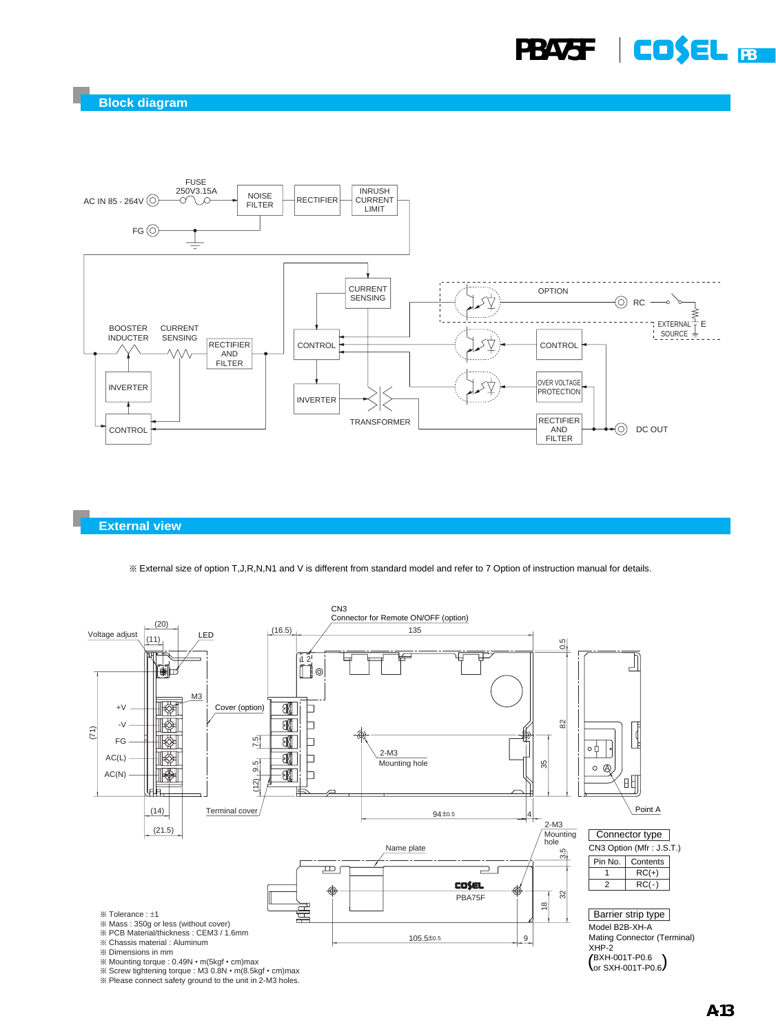## Block diagram

AC IN 85 - 264V

FG

FUSE 250V3.15A

NOISE FILTER

RECTIFIER

INRUSH CURRENT LIMIT

BOOSTER INDUCTER

CURRENT SENSING

RECTIFIER AND FILTER

INVERTER

CONTROL

CURRENT SENSING

CONTROL

INVERTER

TRANSFORMER

OPTION

RC

EXTERNAL SOURCE

E

CONTROL

OVER VOLTAGE PROTECTION

RECTIFIER AND FILTER

DC OUT

## External view

※ External size of option T,J,R,N,N1 and V is different from standard model and refer to 7 Option of instruction manual for details.

Voltage adjust, LED, (20), (11), M3, +V, -V, FG, AC(L), AC(N), (71), (14), (21.5), Terminal cover, Cover (option), CN3 Connector for Remote ON/OFF (option), (16.5), 135, 0.5, 82, 35, 7.5, 9.5, (12), 2-M3 Mounting hole, 94±0.5, 4, Point A, 2-M3 Mounting hole, Name plate, COSEL PBA75F, 3.5, 32, 18, 105.5±0.5, 9

**Connector type**

CN3 Option (Mfr : J.S.T.)

| Pin No. | Contents |
|---|---|
| 1 | RC(+) |
| 2 | RC(-) |

**Barrier strip type**

Model B2B-XH-A

Mating Connector (Terminal)

XHP-2

(BXH-001T-P0.6 or SXH-001T-P0.6)

※ Tolerance : ±1
※ Mass : 350g or less (without cover)
※ PCB Material/thickness : CEM3 / 1.6mm
※ Chassis material : Aluminum
※ Dimensions in mm
※ Mounting torque : 0.49N • m(5kgf • cm)max
※ Screw tightening torque : M3 0.8N • m(8.5kgf • cm)max
※ Please connect safety ground to the unit in 2-M3 holes.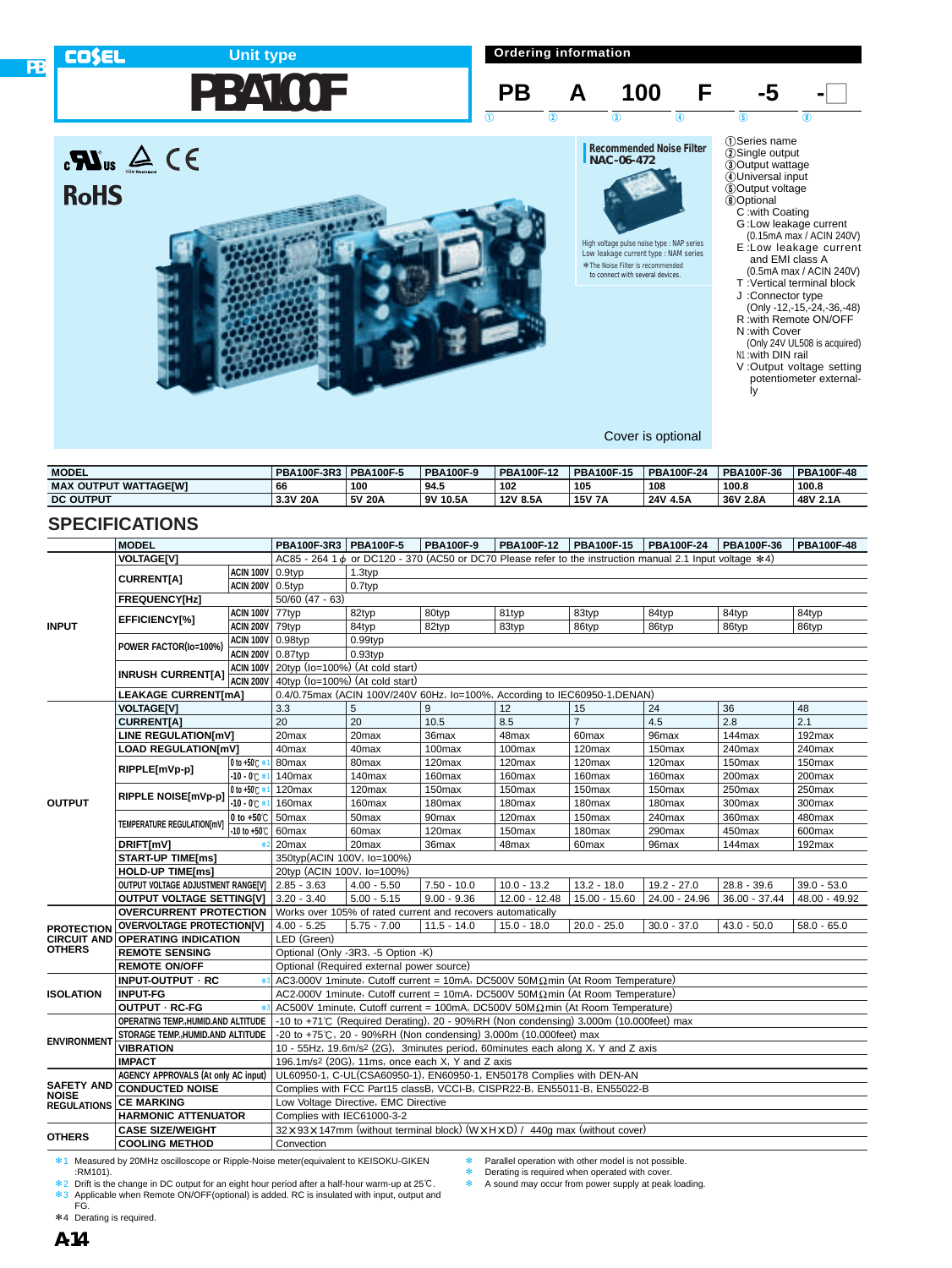# COSEL Unit type

# PBA100F

## Ordering information

PB A 100 F -5 -□

① ② ③ ④ ⑤ ⑧

①Series name
②Single output
③Output wattage
④Universal input
⑤Output voltage
⑧Optional
- C :with Coating
- G :Low leakage current (0.15mA max / ACIN 240V)
- E :Low leakage current and EMI class A (0.5mA max / ACIN 240V)
- T :Vertical terminal block
- J :Connector type (Only -12,-15,-24,-36,-48)
- R :with Remote ON/OFF
- N :with Cover (Only 24V UL508 is acquired)
- N1 :with DIN rail
- V :Output voltage setting potentiometer externally

RoHS

**Recommended Noise Filter**
**NAC-06-472**

High voltage pulse noise type : NAP series
Low leakage current type : NAM series
*The Noise Filter is recommended to connect with several devices.

Cover is optional

| MODEL | PBA100F-3R3 | PBA100F-5 | PBA100F-9 | PBA100F-12 | PBA100F-15 | PBA100F-24 | PBA100F-36 | PBA100F-48 |
|---|---|---|---|---|---|---|---|---|
| MAX OUTPUT WATTAGE[W] | 66 | 100 | 94.5 | 102 | 105 | 108 | 100.8 | 100.8 |
| DC OUTPUT | 3.3V 20A | 5V 20A | 9V 10.5A | 12V 8.5A | 15V 7A | 24V 4.5A | 36V 2.8A | 48V 2.1A |

## SPECIFICATIONS

| | MODEL | | PBA100F-3R3 | PBA100F-5 | PBA100F-9 | PBA100F-12 | PBA100F-15 | PBA100F-24 | PBA100F-36 | PBA100F-48 |
|---|---|---|---|---|---|---|---|---|---|---|
| INPUT | VOLTAGE[V] | | AC85 - 264 1φ or DC120 - 370 (AC50 or DC70 Please refer to the instruction manual 2.1 Input voltage *4) | | | | | | | |
| | CURRENT[A] | ACIN 100V | 0.9typ | 1.3typ | | | | | | |
| | | ACIN 200V | 0.5typ | 0.7typ | | | | | | |
| | FREQUENCY[Hz] | | 50/60 (47 - 63) | | | | | | | |
| | EFFICIENCY[%] | ACIN 100V | 77typ | 82typ | 80typ | 81typ | 83typ | 84typ | 84typ | 84typ |
| | | ACIN 200V | 79typ | 84typ | 82typ | 83typ | 86typ | 86typ | 86typ | 86typ |
| | POWER FACTOR(Io=100%) | ACIN 100V | 0.98typ | 0.99typ | | | | | | |
| | | ACIN 200V | 0.87typ | 0.93typ | | | | | | |
| | INRUSH CURRENT[A] | ACIN 100V | 20typ (Io=100%) (At cold start) | | | | | | | |
| | | ACIN 200V | 40typ (Io=100%) (At cold start) | | | | | | | |
| | LEAKAGE CURRENT[mA] | | 0.4/0.75max (ACIN 100V/240V 60Hz, Io=100%, According to IEC60950-1,DENAN) | | | | | | | |
| OUTPUT | VOLTAGE[V] | | 3.3 | 5 | 9 | 12 | 15 | 24 | 36 | 48 |
| | CURRENT[A] | | 20 | 20 | 10.5 | 8.5 | 7 | 4.5 | 2.8 | 2.1 |
| | LINE REGULATION[mV] | | 20max | 20max | 36max | 48max | 60max | 96max | 144max | 192max |
| | LOAD REGULATION[mV] | | 40max | 40max | 100max | 100max | 120max | 150max | 240max | 240max |
| | RIPPLE[mVp-p] | 0 to +50℃ *1 | 80max | 80max | 120max | 120max | 120max | 120max | 150max | 150max |
| | | -10 - 0℃ *1 | 140max | 140max | 160max | 160max | 160max | 160max | 200max | 200max |
| | RIPPLE NOISE[mVp-p] | 0 to +50℃ *1 | 120max | 120max | 150max | 150max | 150max | 150max | 250max | 250max |
| | | -10 - 0℃ *1 | 160max | 160max | 180max | 180max | 180max | 180max | 300max | 300max |
| | TEMPERATURE REGULATION[mV] | 0 to +50℃ | 50max | 50max | 90max | 120max | 150max | 240max | 360max | 480max |
| | | -10 to +50℃ | 60max | 60max | 120max | 150max | 180max | 290max | 450max | 600max |
| | DRIFT[mV] | *2 | 20max | 20max | 36max | 48max | 60max | 96max | 144max | 192max |
| | START-UP TIME[ms] | | 350typ(ACIN 100V, Io=100%) | | | | | | | |
| | HOLD-UP TIME[ms] | | 20typ (ACIN 100V, Io=100%) | | | | | | | |
| | OUTPUT VOLTAGE ADJUSTMENT RANGE[V] | | 2.85 - 3.63 | 4.00 - 5.50 | 7.50 - 10.0 | 10.0 - 13.2 | 13.2 - 18.0 | 19.2 - 27.0 | 28.8 - 39.6 | 39.0 - 53.0 |
| | OUTPUT VOLTAGE SETTING[V] | | 3.20 - 3.40 | 5.00 - 5.15 | 9.00 - 9.36 | 12.00 - 12.48 | 15.00 - 15.60 | 24.00 - 24.96 | 36.00 - 37.44 | 48.00 - 49.92 |
| PROTECTION CIRCUIT AND OTHERS | OVERCURRENT PROTECTION | | Works over 105% of rated current and recovers automatically | | | | | | | |
| | OVERVOLTAGE PROTECTION[V] | | 4.00 - 5.25 | 5.75 - 7.00 | 11.5 - 14.0 | 15.0 - 18.0 | 20.0 - 25.0 | 30.0 - 37.0 | 43.0 - 50.0 | 58.0 - 65.0 |
| | OPERATING INDICATION | | LED (Green) | | | | | | | |
| | REMOTE SENSING | | Optional (Only -3R3, -5 Option -K) | | | | | | | |
| | REMOTE ON/OFF | | Optional (Required external power source) | | | | | | | |
| ISOLATION | INPUT-OUTPUT · RC | *3 | AC3,000V 1minute, Cutoff current = 10mA, DC500V 50MΩmin (At Room Temperature) | | | | | | | |
| | INPUT-FG | | AC2,000V 1minute, Cutoff current = 10mA, DC500V 50MΩmin (At Room Temperature) | | | | | | | |
| | OUTPUT · RC-FG | *3 | AC500V 1minute, Cutoff current = 100mA, DC500V 50MΩmin (At Room Temperature) | | | | | | | |
| ENVIRONMENT | OPERATING TEMP.,HUMID.AND ALTITUDE | | -10 to +71℃ (Required Derating), 20 - 90%RH (Non condensing) 3,000m (10,000feet) max | | | | | | | |
| | STORAGE TEMP.,HUMID.AND ALTITUDE | | -20 to +75℃, 20 - 90%RH (Non condensing) 3,000m (10,000feet) max | | | | | | | |
| | VIBRATION | | 10 - 55Hz, 19.6m/s² (2G), 3minutes period, 60minutes each along X, Y and Z axis | | | | | | | |
| | IMPACT | | 196.1m/s² (20G), 11ms, once each X, Y and Z axis | | | | | | | |
| SAFETY AND NOISE REGULATIONS | AGENCY APPROVALS (At only AC input) | | UL60950-1, C-UL(CSA60950-1), EN60950-1, EN50178 Complies with DEN-AN | | | | | | | |
| | CONDUCTED NOISE | | Complies with FCC Part15 classB, VCCI-B, CISPR22-B, EN55011-B, EN55022-B | | | | | | | |
| | CE MARKING | | Low Voltage Directive, EMC Directive | | | | | | | |
| | HARMONIC ATTENUATOR | | Complies with IEC61000-3-2 | | | | | | | |
| OTHERS | CASE SIZE/WEIGHT | | 32×93×147mm (without terminal block) (W×H×D) / 440g max (without cover) | | | | | | | |
| | COOLING METHOD | | Convection | | | | | | | |

*1 Measured by 20MHz oscilloscope or Ripple-Noise meter(equivalent to KEISOKU-GIKEN :RM101).
*2 Drift is the change in DC output for an eight hour period after a half-hour warm-up at 25℃.
*3 Applicable when Remote ON/OFF(optional) is added. RC is insulated with input, output and FG.
*4 Derating is required.
* Parallel operation with other model is not possible.
* Derating is required when operated with cover.
* A sound may occur from power supply at peak loading.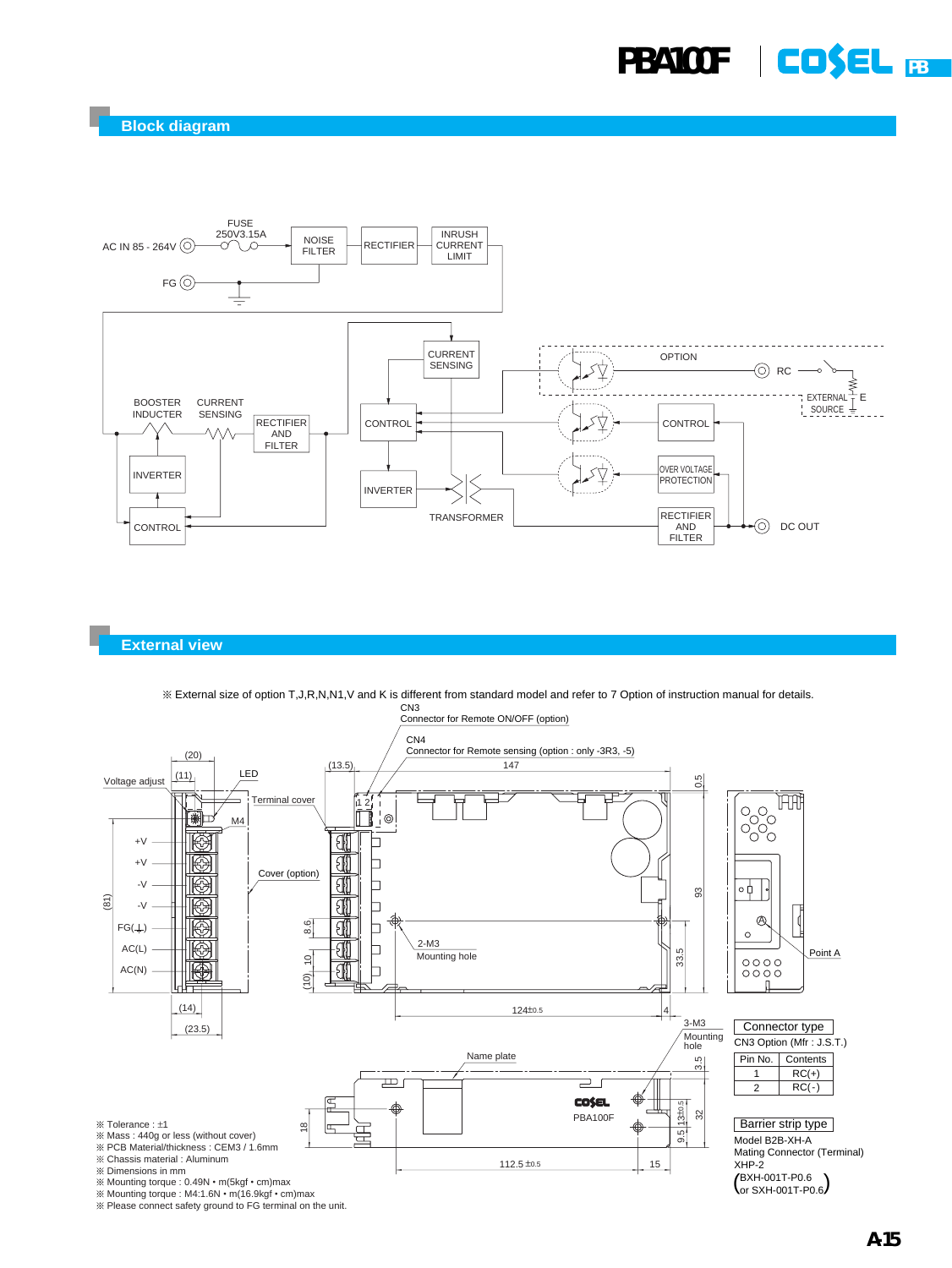## Block diagram

AC IN 85 - 264V

FUSE 250V3.15A

NOISE FILTER

RECTIFIER

INRUSH CURRENT LIMIT

FG

BOOSTER INDUCTER

CURRENT SENSING

RECTIFIER AND FILTER

INVERTER

CONTROL

CURRENT SENSING

CONTROL

INVERTER

TRANSFORMER

OPTION

RC

EXTERNAL SOURCE

E

CONTROL

OVER VOLTAGE PROTECTION

RECTIFIER AND FILTER

DC OUT

## External view

※ External size of option T,J,R,N,N1,V and K is different from standard model and refer to 7 Option of instruction manual for details.

CN3 Connector for Remote ON/OFF (option)

CN4 Connector for Remote sensing (option : only -3R3, -5)

Voltage adjust, LED, Terminal cover, M4, Cover (option), 2-M3 Mounting hole, 3-M3 Mounting hole, Name plate, Point A

+V, +V, -V, -V, FG(⏊), AC(L), AC(N)

PBA100F

| Connector type | |
|---|---|
| CN3 Option (Mfr : J.S.T.) | |
| Pin No. | Contents |
| 1 | RC(+) |
| 2 | RC(-) |

Barrier strip type

Model B2B-XH-A

Mating Connector (Terminal)

XHP-2

(BXH-001T-P0.6 or SXH-001T-P0.6)

※ Tolerance : ±1

※ Mass : 440g or less (without cover)

※ PCB Material/thickness : CEM3 / 1.6mm

※ Chassis material : Aluminum

※ Dimensions in mm

※ Mounting torque : 0.49N • m(5kgf • cm)max

※ Mounting torque : M4:1.6N • m(16.9kgf • cm)max

※ Please connect safety ground to FG terminal on the unit.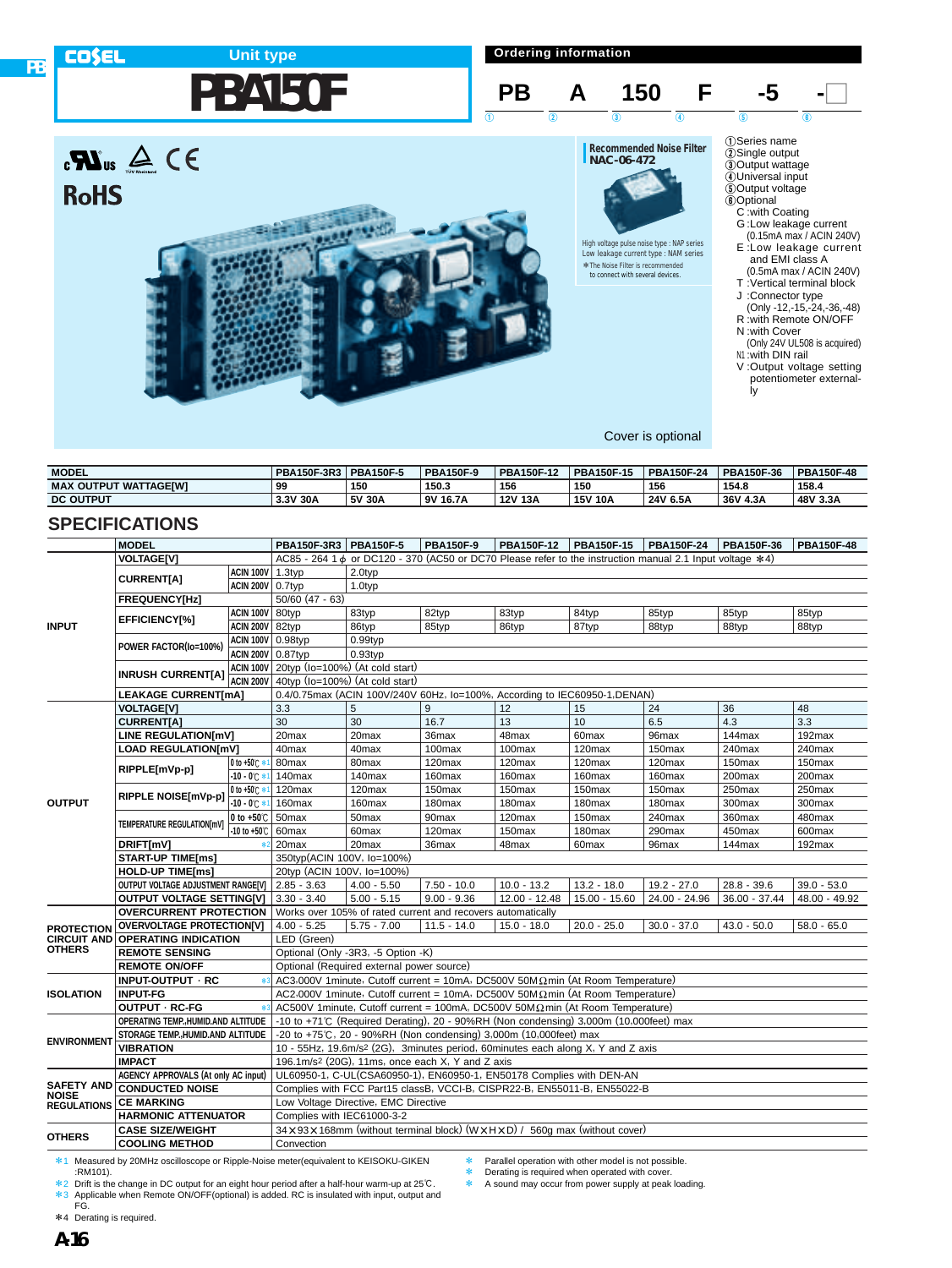COSEL

# Unit type

# PBA150F

## Ordering information

| PB | A | 150 | F | -5 | - |
|---|---|---|---|---|---|
| ① | ② | ③ | ④ | ⑤ | ⑧ |

①Series name
②Single output
③Output wattage
④Universal input
⑤Output voltage
⑧Optional
- C :with Coating
- G :Low leakage current (0.15mA max / ACIN 240V)
- E :Low leakage current and EMI class A (0.5mA max / ACIN 240V)
- T :Vertical terminal block
- J :Connector type (Only -12,-15,-24,-36,-48)
- R :with Remote ON/OFF
- N :with Cover (Only 24V UL508 is acquired)
- N1 :with DIN rail
- V :Output voltage setting potentiometer externally

RoHS

**Recommended Noise Filter**
**NAC-06-472**

High voltage pulse noise type : NAP series
Low leakage current type : NAM series
*The Noise Filter is recommended to connect with several devices.

Cover is optional

| MODEL | PBA150F-3R3 | PBA150F-5 | PBA150F-9 | PBA150F-12 | PBA150F-15 | PBA150F-24 | PBA150F-36 | PBA150F-48 |
|---|---|---|---|---|---|---|---|---|
| MAX OUTPUT WATTAGE[W] | 99 | 150 | 150.3 | 156 | 150 | 156 | 154.8 | 158.4 |
| DC OUTPUT | 3.3V 30A | 5V 30A | 9V 16.7A | 12V 13A | 15V 10A | 24V 6.5A | 36V 4.3A | 48V 3.3A |

## SPECIFICATIONS

| | MODEL | | PBA150F-3R3 | PBA150F-5 | PBA150F-9 | PBA150F-12 | PBA150F-15 | PBA150F-24 | PBA150F-36 | PBA150F-48 |
|---|---|---|---|---|---|---|---|---|---|---|
| INPUT | VOLTAGE[V] | | AC85 - 264 1φ or DC120 - 370 (AC50 or DC70 Please refer to the instruction manual 2.1 Input voltage *4) | | | | | | | |
| | CURRENT[A] | ACIN 100V | 1.3typ | 2.0typ | | | | | | |
| | | ACIN 200V | 0.7typ | 1.0typ | | | | | | |
| | FREQUENCY[Hz] | | 50/60 (47 - 63) | | | | | | | |
| | EFFICIENCY[%] | ACIN 100V | 80typ | 83typ | 82typ | 83typ | 84typ | 85typ | 85typ | 85typ |
| | | ACIN 200V | 82typ | 86typ | 85typ | 86typ | 87typ | 88typ | 88typ | 88typ |
| | POWER FACTOR(Io=100%) | ACIN 100V | 0.98typ | 0.99typ | | | | | | |
| | | ACIN 200V | 0.87typ | 0.93typ | | | | | | |
| | INRUSH CURRENT[A] | ACIN 100V | 20typ (Io=100%) (At cold start) | | | | | | | |
| | | ACIN 200V | 40typ (Io=100%) (At cold start) | | | | | | | |
| | LEAKAGE CURRENT[mA] | | 0.4/0.75max (ACIN 100V/240V 60Hz, Io=100%, According to IEC60950-1,DENAN) | | | | | | | |
| OUTPUT | VOLTAGE[V] | | 3.3 | 5 | 9 | 12 | 15 | 24 | 36 | 48 |
| | CURRENT[A] | | 30 | 30 | 16.7 | 13 | 10 | 6.5 | 4.3 | 3.3 |
| | LINE REGULATION[mV] | | 20max | 20max | 36max | 48max | 60max | 96max | 144max | 192max |
| | LOAD REGULATION[mV] | | 40max | 40max | 100max | 100max | 120max | 150max | 240max | 240max |
| | RIPPLE[mVp-p] | 0 to +50℃ *1 | 80max | 80max | 120max | 120max | 120max | 120max | 150max | 150max |
| | | -10 - 0℃ *1 | 140max | 140max | 160max | 160max | 160max | 160max | 200max | 200max |
| | RIPPLE NOISE[mVp-p] | 0 to +50℃ *1 | 120max | 120max | 150max | 150max | 150max | 150max | 250max | 250max |
| | | -10 - 0℃ *1 | 160max | 160max | 180max | 180max | 180max | 180max | 300max | 300max |
| | TEMPERATURE REGULATION[mV] | 0 to +50℃ | 50max | 50max | 90max | 120max | 150max | 240max | 360max | 480max |
| | | -10 to +50℃ | 60max | 60max | 120max | 150max | 180max | 290max | 450max | 600max |
| | DRIFT[mV] | *2 | 20max | 20max | 36max | 48max | 60max | 96max | 144max | 192max |
| | START-UP TIME[ms] | | 350typ(ACIN 100V, Io=100%) | | | | | | | |
| | HOLD-UP TIME[ms] | | 20typ (ACIN 100V, Io=100%) | | | | | | | |
| | OUTPUT VOLTAGE ADJUSTMENT RANGE[V] | | 2.85 - 3.63 | 4.00 - 5.50 | 7.50 - 10.0 | 10.0 - 13.2 | 13.2 - 18.0 | 19.2 - 27.0 | 28.8 - 39.6 | 39.0 - 53.0 |
| | OUTPUT VOLTAGE SETTING[V] | | 3.30 - 3.40 | 5.00 - 5.15 | 9.00 - 9.36 | 12.00 - 12.48 | 15.00 - 15.60 | 24.00 - 24.96 | 36.00 - 37.44 | 48.00 - 49.92 |
| PROTECTION CIRCUIT AND OTHERS | OVERCURRENT PROTECTION | | Works over 105% of rated current and recovers automatically | | | | | | | |
| | OVERVOLTAGE PROTECTION[V] | | 4.00 - 5.25 | 5.75 - 7.00 | 11.5 - 14.0 | 15.0 - 18.0 | 20.0 - 25.0 | 30.0 - 37.0 | 43.0 - 50.0 | 58.0 - 65.0 |
| | OPERATING INDICATION | | LED (Green) | | | | | | | |
| | REMOTE SENSING | | Optional (Only -3R3, -5 Option -K) | | | | | | | |
| | REMOTE ON/OFF | | Optional (Required external power source) | | | | | | | |
| ISOLATION | INPUT-OUTPUT · RC | *3 | AC3,000V 1minute, Cutoff current = 10mA, DC500V 50MΩmin (At Room Temperature) | | | | | | | |
| | INPUT-FG | | AC2,000V 1minute, Cutoff current = 10mA, DC500V 50MΩmin (At Room Temperature) | | | | | | | |
| | OUTPUT · RC-FG | *3 | AC500V 1minute, Cutoff current = 100mA, DC500V 50MΩmin (At Room Temperature) | | | | | | | |
| ENVIRONMENT | OPERATING TEMP.,HUMID.AND ALTITUDE | | -10 to +71℃ (Required Derating), 20 - 90%RH (Non condensing) 3,000m (10,000feet) max | | | | | | | |
| | STORAGE TEMP.,HUMID.AND ALTITUDE | | -20 to +75℃, 20 - 90%RH (Non condensing) 3,000m (10,000feet) max | | | | | | | |
| | VIBRATION | | 10 - 55Hz, 19.6m/s² (2G), 3minutes period, 60minutes each along X, Y and Z axis | | | | | | | |
| | IMPACT | | 196.1m/s² (20G), 11ms, once each X, Y and Z axis | | | | | | | |
| SAFETY AND NOISE REGULATIONS | AGENCY APPROVALS (At only AC input) | | UL60950-1, C-UL(CSA60950-1), EN60950-1, EN50178 Complies with DEN-AN | | | | | | | |
| | CONDUCTED NOISE | | Complies with FCC Part15 classB, VCCI-B, CISPR22-B, EN55011-B, EN55022-B | | | | | | | |
| | CE MARKING | | Low Voltage Directive, EMC Directive | | | | | | | |
| | HARMONIC ATTENUATOR | | Complies with IEC61000-3-2 | | | | | | | |
| OTHERS | CASE SIZE/WEIGHT | | 34×93×168mm (without terminal block) (W×H×D) / 560g max (without cover) | | | | | | | |
| | COOLING METHOD | | Convection | | | | | | | |

*1 Measured by 20MHz oscilloscope or Ripple-Noise meter(equivalent to KEISOKU-GIKEN :RM101).
*2 Drift is the change in DC output for an eight hour period after a half-hour warm-up at 25℃.
*3 Applicable when Remote ON/OFF(optional) is added. RC is insulated with input, output and FG.
*4 Derating is required.

* Parallel operation with other model is not possible.
* Derating is required when operated with cover.
* A sound may occur from power supply at peak loading.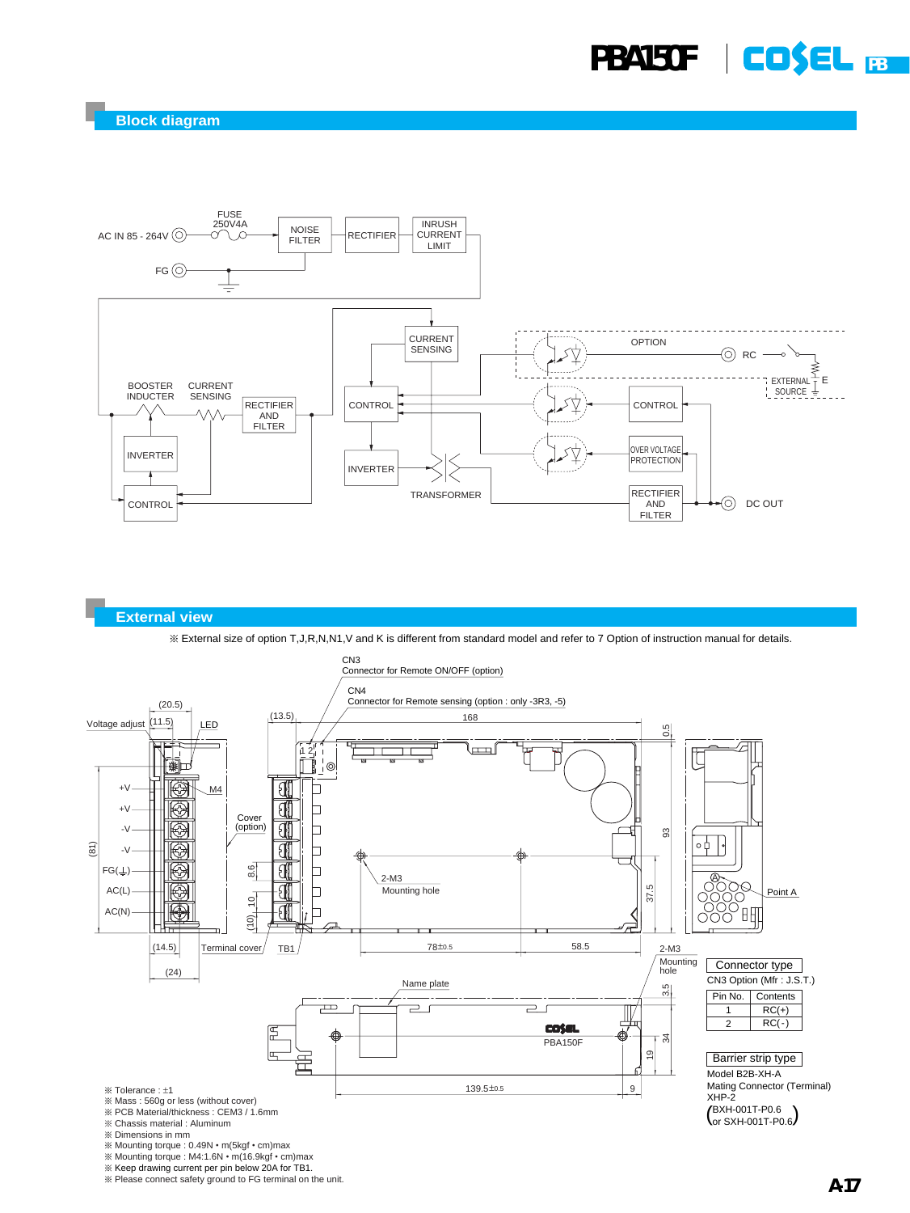## Block diagram

AC IN 85 - 264V

FUSE 250V4A

NOISE FILTER

RECTIFIER

INRUSH CURRENT LIMIT

FG

BOOSTER INDUCTER

CURRENT SENSING

RECTIFIER AND FILTER

INVERTER

CONTROL

CURRENT SENSING

CONTROL

INVERTER

TRANSFORMER

OPTION

RC

EXTERNAL SOURCE

E

CONTROL

OVER VOLTAGE PROTECTION

RECTIFIER AND FILTER

DC OUT

## External view

※ External size of option T,J,R,N,N1,V and K is different from standard model and refer to 7 Option of instruction manual for details.

CN3
Connector for Remote ON/OFF (option)

CN4
Connector for Remote sensing (option : only -3R3, -5)

Voltage adjust

LED

M4

+V
+V
-V
-V
FG(⏚)
AC(L)
AC(N)

Cover (option)

Terminal cover

TB1

2-M3
Mounting hole

Point A

Name plate

COSEL
PBA150F

(20.5) (11.5) (13.5) 168 0.5 93 37.5 (81) 8.6 10 (10) (14.5) (24) 78±0.5 58.5 3.5 34 19 139.5±0.5 9

2-M3
Mounting hole

**Connector type**

CN3 Option (Mfr : J.S.T.)

| Pin No. | Contents |
|---|---|
| 1 | RC(+) |
| 2 | RC(-) |

**Barrier strip type**

Model B2B-XH-A
Mating Connector (Terminal)
XHP-2
(BXH-001T-P0.6
or SXH-001T-P0.6)

※ Tolerance : ±1
※ Mass : 560g or less (without cover)
※ PCB Material/thickness : CEM3 / 1.6mm
※ Chassis material : Aluminum
※ Dimensions in mm
※ Mounting torque : 0.49N • m(5kgf • cm)max
※ Mounting torque : M4:1.6N • m(16.9kgf • cm)max
※ Keep drawing current per pin below 20A for TB1.
※ Please connect safety ground to FG terminal on the unit.